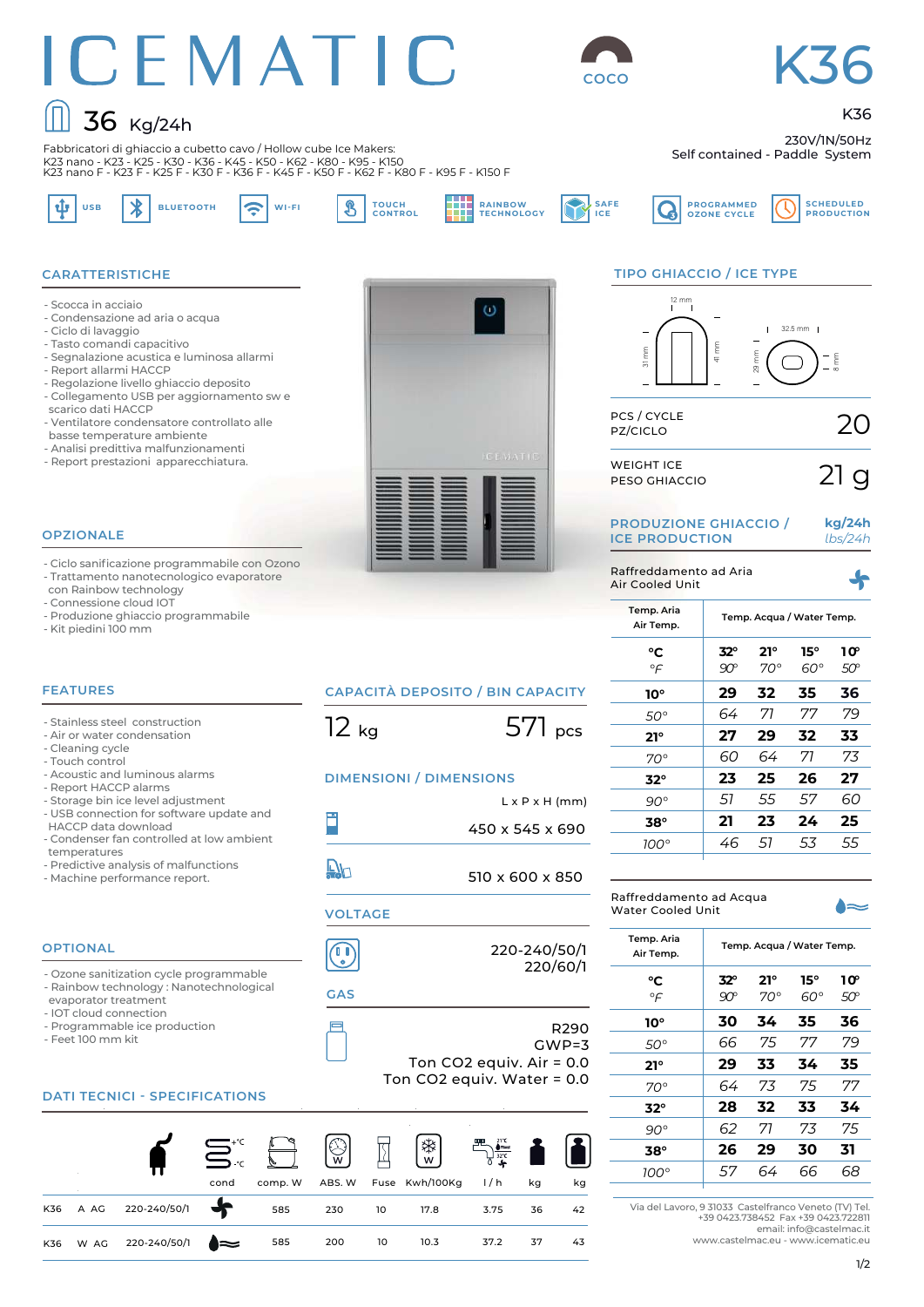# ICEMATIC

COCO

# K36

36 Kg/24h

K36

230V/1N/50Hz

Self contained - Paddle System

Fabbricatori di ghiaccio a cubetto cavo / Hollow cube Ice Makers:
K23 nano - K23 - K25 - K30 - K36 - K45 - K50 - K62 - K80 - K95 - K150
K23 nano F - K23 F - K25 F - K30 F - K36 F - K45 F - K50 F - K62 F - K80 F - K95 F - K150 F

USB · BLUETOOTH · WI-FI · TOUCH CONTROL · RAINBOW TECHNOLOGY · SAFE ICE · PROGRAMMED OZONE CYCLE · SCHEDULED PRODUCTION

## CARATTERISTICHE

- Scocca in acciaio
- Condensazione ad aria o acqua
- Ciclo di lavaggio
- Tasto comandi capacitivo
- Segnalazione acustica e luminosa allarmi
- Report allarmi HACCP
- Regolazione livello ghiaccio deposito
- Collegamento USB per aggiornamento sw e scarico dati HACCP
- Ventilatore condensatore controllato alle basse temperature ambiente
- Analisi predittiva malfunzionamenti
- Report prestazioni apparecchiatura.

## OPZIONALE

- Ciclo sanificazione programmabile con Ozono
- Trattamento nanotecnologico evaporatore con Rainbow technology
- Connessione cloud IOT
- Produzione ghiaccio programmabile
- Kit piedini 100 mm

## FEATURES

- Stainless steel construction
- Air or water condensation
- Cleaning cycle
- Touch control
- Acoustic and luminous alarms
- Report HACCP alarms
- Storage bin ice level adjustment
- USB connection for software update and HACCP data download
- Condenser fan controlled at low ambient temperatures
- Predictive analysis of malfunctions
- Machine performance report.

## OPTIONAL

- Ozone sanitization cycle programmable
- Rainbow technology : Nanotechnological evaporator treatment
- IOT cloud connection
- Programmable ice production
- Feet 100 mm kit

## CAPACITÀ DEPOSITO / BIN CAPACITY

12 kg — 571 pcs

## DIMENSIONI / DIMENSIONS

L x P x H (mm)

450 x 545 x 690

510 x 600 x 850

## VOLTAGE

220-240/50/1
220/60/1

## GAS

R290
GWP=3
Ton CO2 equiv. Air = 0.0
Ton CO2 equiv. Water = 0.0

## TIPO GHIACCIO / ICE TYPE

12 mm · 31 mm · 41 mm · 32.5 mm · 29 mm · 8 mm

| | |
|---|---|
| PCS / CYCLE<br>PZ/CICLO | 20 |
| WEIGHT ICE<br>PESO GHIACCIO | 21 g |

## PRODUZIONE GHIACCIO / ICE PRODUCTION — kg/24h *lbs/24h*

Raffreddamento ad Aria
Air Cooled Unit

| Temp. Aria<br>Air Temp. | Temp. Acqua / Water Temp. | | | |
|---|---|---|---|---|
| °C<br>*°F* | **32°**<br>*90°* | **21°**<br>*70°* | **15°**<br>*60°* | **10°**<br>*50°* |
| **10°** | **29** | **32** | **35** | **36** |
| *50°* | *64* | *71* | *77* | *79* |
| **21°** | **27** | **29** | **32** | **33** |
| *70°* | *60* | *64* | *71* | *73* |
| **32°** | **23** | **25** | **26** | **27** |
| *90°* | *51* | *55* | *57* | *60* |
| **38°** | **21** | **23** | **24** | **25** |
| *100°* | *46* | *51* | *53* | *55* |

Raffreddamento ad Acqua
Water Cooled Unit

| Temp. Aria<br>Air Temp. | Temp. Acqua / Water Temp. | | | |
|---|---|---|---|---|
| °C<br>*°F* | **32°**<br>*90°* | **21°**<br>*70°* | **15°**<br>*60°* | **10°**<br>*50°* |
| **10°** | **30** | **34** | **35** | **36** |
| *50°* | *66* | *75* | *77* | *79* |
| **21°** | **29** | **33** | **34** | **35** |
| *70°* | *64* | *73* | *75* | *77* |
| **32°** | **28** | **32** | **33** | **34** |
| *90°* | *62* | *71* | *73* | *75* |
| **38°** | **26** | **29** | **30** | **31** |
| *100°* | *57* | *64* | *66* | *68* |

## DATI TECNICI - SPECIFICATIONS

| Model | | Voltage | cond | comp. W | ABS. W | Fuse | Kwh/100Kg | l / h | kg | kg |
|---|---|---|---|---|---|---|---|---|---|---|
| K36 | A AG | 220-240/50/1 | Air | 585 | 230 | 10 | 17.8 | 3.75 | 36 | 42 |
| K36 | W AG | 220-240/50/1 | Water | 585 | 200 | 10 | 10.3 | 37.2 | 37 | 43 |

Via del Lavoro, 9 31033 Castelfranco Veneto (TV) Tel. +39 0423.738452 Fax +39 0423.722811
email: info@castelmac.it
www.castelmac.eu - www.icematic.eu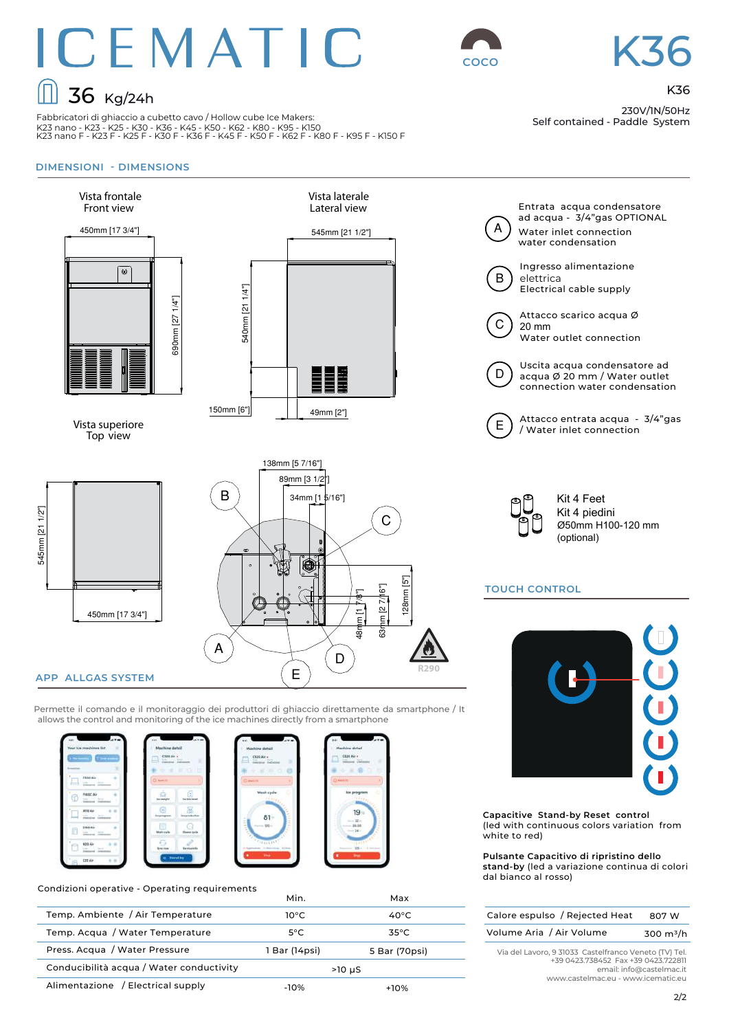# ICEMATIC

COCO

# K36

36 Kg/24h

Fabbricatori di ghiaccio a cubetto cavo / Hollow cube Ice Makers:
K23 nano - K23 - K25 - K30 - K36 - K45 - K50 - K62 - K80 - K95 - K150
K23 nano F - K23 F - K25 F - K30 F - K36 F - K45 F - K50 F - K62 F - K80 F - K95 F - K150 F

K36

230V/1N/50Hz
Self contained - Paddle System

## DIMENSIONI - DIMENSIONS

Vista frontale
Front view

450mm [17 3/4"]
690mm [27 1/4"]

Vista laterale
Lateral view

545mm [21 1/2"]
540mm [21 1/4"]
150mm [6"]
49mm [2"]

Vista superiore
Top view

545mm [21 1/2"]
450mm [17 3/4"]

138mm [5 7/16"]
89mm [3 1/2"]
34mm [1 5/16"]
48mm [1 7/8"]
63mm [2 7/16"]
128mm [5"]

R290

A — Entrata acqua condensatore ad acqua - 3/4"gas OPTIONAL
Water inlet connection water condensation

B — Ingresso alimentazione elettrica
Electrical cable supply

C — Attacco scarico acqua Ø 20 mm
Water outlet connection

D — Uscita acqua condensatore ad acqua Ø 20 mm / Water outlet connection water condensation

E — Attacco entrata acqua - 3/4"gas / Water inlet connection

Kit 4 Feet
Kit 4 piedini
Ø50mm H100-120 mm
(optional)

## TOUCH CONTROL

**Capacitive Stand-by Reset control**
(led with continuous colors variation from white to red)

**Pulsante Capacitivo di ripristino dello stand-by** (led a variazione continua di colori dal bianco al rosso)

## APP ALLGAS SYSTEM

Permette il comando e il monitoraggio dei produttori di ghiaccio direttamente da smartphone / It allows the control and monitoring of the ice machines directly from a smartphone

Condizioni operative - Operating requirements

| | Min. | Max |
|---|---|---|
| Temp. Ambiente / Air Temperature | 10°C | 40°C |
| Temp. Acqua / Water Temperature | 5°C | 35°C |
| Press. Acqua / Water Pressure | 1 Bar (14psi) | 5 Bar (70psi) |
| Conducibilità acqua / Water conductivity | >10 µS | |
| Alimentazione / Electrical supply | -10% | +10% |

| | |
|---|---|
| Calore espulso / Rejected Heat | 807 W |
| Volume Aria / Air Volume | 300 m³/h |

Via del Lavoro, 9 31033 Castelfranco Veneto (TV) Tel. +39 0423.738452 Fax +39 0423.722811
email: info@castelmac.it
www.castelmac.eu - www.icematic.eu